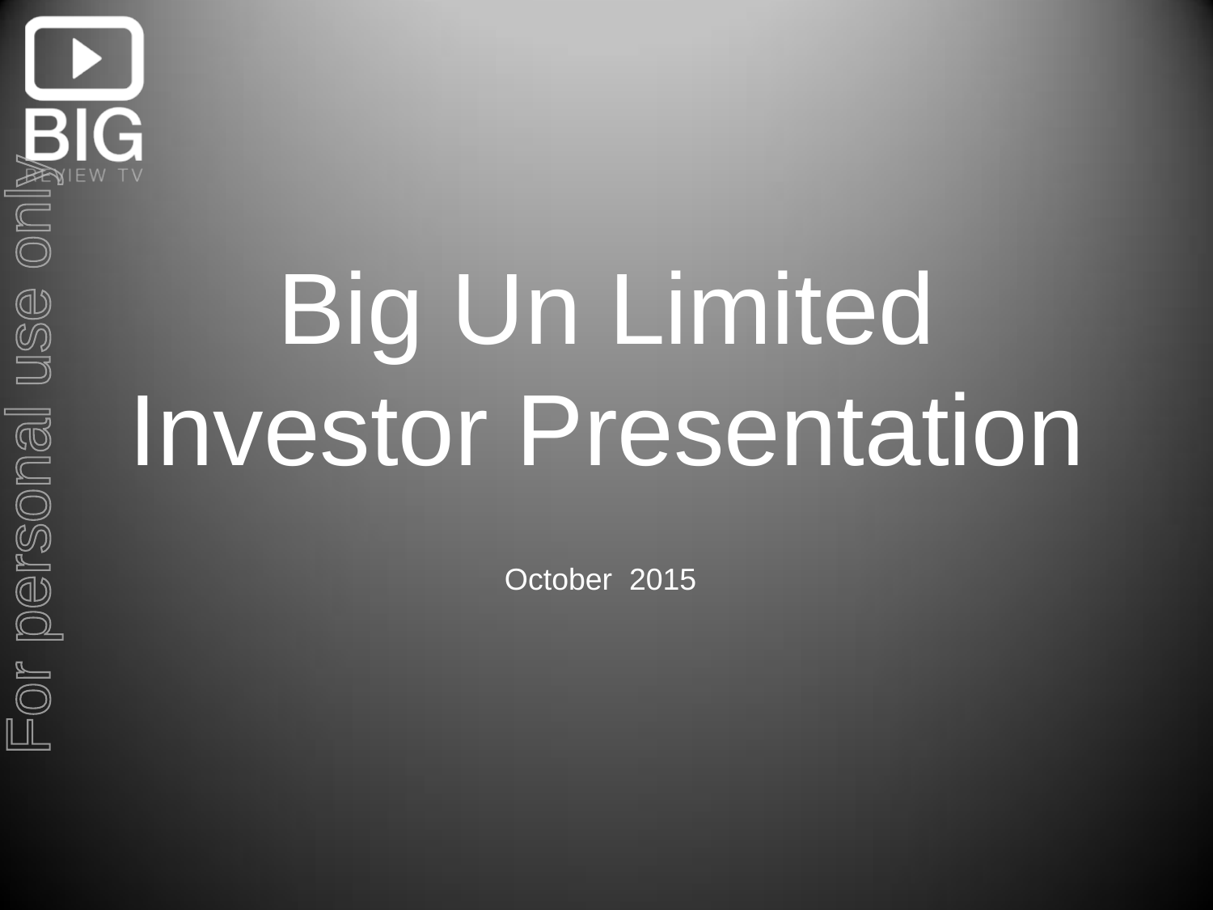BIG

REVIEW TV

# Big Un Limited Investor Presentation

October 2015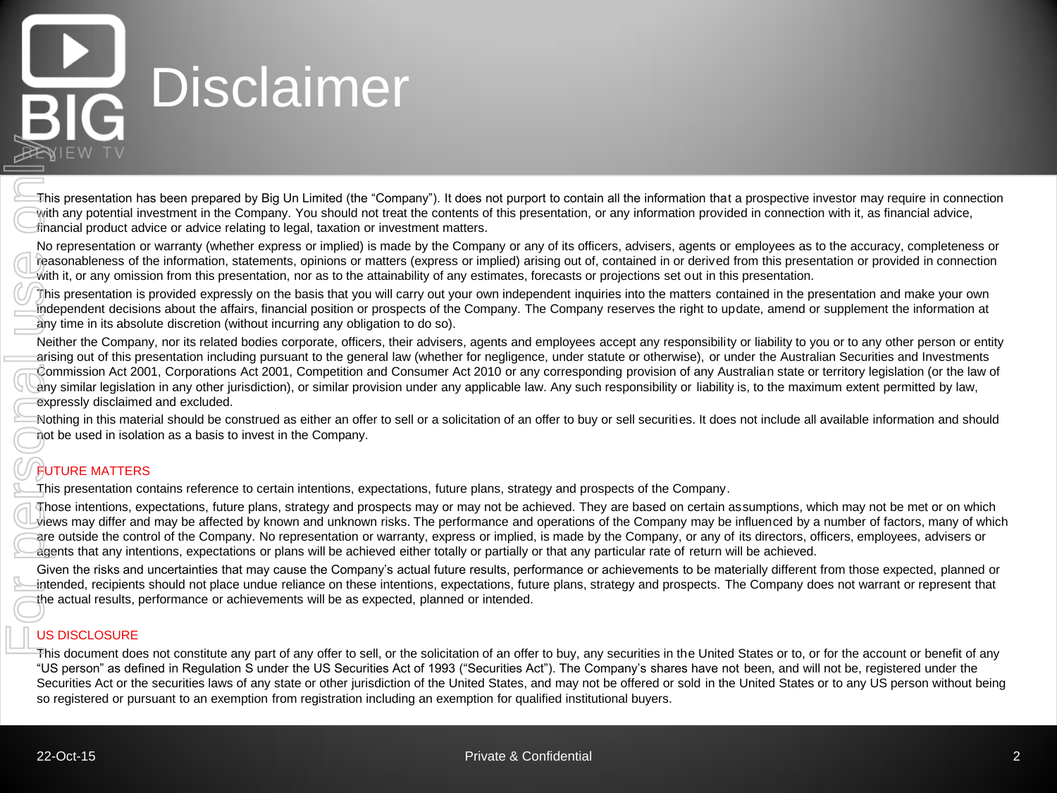# Disclaimer

This presentation has been prepared by Big Un Limited (the "Company"). It does not purport to contain all the information that a prospective investor may require in connection with any potential investment in the Company. You should not treat the contents of this presentation, or any information provided in connection with it, as financial advice, financial product advice or advice relating to legal, taxation or investment matters.

No representation or warranty (whether express or implied) is made by the Company or any of its officers, advisers, agents or employees as to the accuracy, completeness or reasonableness of the information, statements, opinions or matters (express or implied) arising out of, contained in or derived from this presentation or provided in connection with it, or any omission from this presentation, nor as to the attainability of any estimates, forecasts or projections set out in this presentation.

This presentation is provided expressly on the basis that you will carry out your own independent inquiries into the matters contained in the presentation and make your own independent decisions about the affairs, financial position or prospects of the Company. The Company reserves the right to update, amend or supplement the information at any time in its absolute discretion (without incurring any obligation to do so).

Neither the Company, nor its related bodies corporate, officers, their advisers, agents and employees accept any responsibility or liability to you or to any other person or entity arising out of this presentation including pursuant to the general law (whether for negligence, under statute or otherwise), or under the Australian Securities and Investments Commission Act 2001, Corporations Act 2001, Competition and Consumer Act 2010 or any corresponding provision of any Australian state or territory legislation (or the law of any similar legislation in any other jurisdiction), or similar provision under any applicable law. Any such responsibility or liability is, to the maximum extent permitted by law, expressly disclaimed and excluded.

Nothing in this material should be construed as either an offer to sell or a solicitation of an offer to buy or sell securities. It does not include all available information and should not be used in isolation as a basis to invest in the Company.

## FUTURE MATTERS

This presentation contains reference to certain intentions, expectations, future plans, strategy and prospects of the Company.

Those intentions, expectations, future plans, strategy and prospects may or may not be achieved. They are based on certain assumptions, which may not be met or on which views may differ and may be affected by known and unknown risks. The performance and operations of the Company may be influenced by a number of factors, many of which are outside the control of the Company. No representation or warranty, express or implied, is made by the Company, or any of its directors, officers, employees, advisers or agents that any intentions, expectations or plans will be achieved either totally or partially or that any particular rate of return will be achieved.

Given the risks and uncertainties that may cause the Company's actual future results, performance or achievements to be materially different from those expected, planned or intended, recipients should not place undue reliance on these intentions, expectations, future plans, strategy and prospects. The Company does not warrant or represent that the actual results, performance or achievements will be as expected, planned or intended.

## US DISCLOSURE

This document does not constitute any part of any offer to sell, or the solicitation of an offer to buy, any securities in the United States or to, or for the account or benefit of any "US person" as defined in Regulation S under the US Securities Act of 1993 ("Securities Act"). The Company's shares have not been, and will not be, registered under the Securities Act or the securities laws of any state or other jurisdiction of the United States, and may not be offered or sold in the United States or to any US person without being so registered or pursuant to an exemption from registration including an exemption for qualified institutional buyers.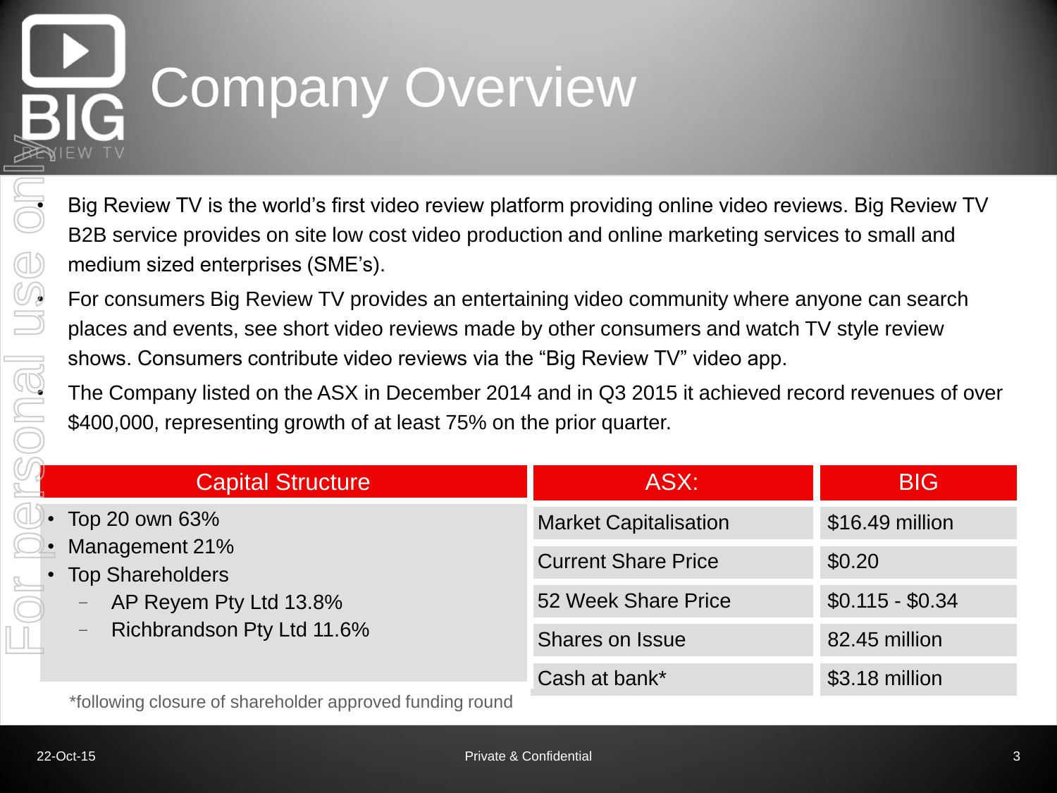# Company Overview

- Big Review TV is the world's first video review platform providing online video reviews. Big Review TV B2B service provides on site low cost video production and online marketing services to small and medium sized enterprises (SME's).
- For consumers Big Review TV provides an entertaining video community where anyone can search places and events, see short video reviews made by other consumers and watch TV style review shows. Consumers contribute video reviews via the "Big Review TV" video app.
- The Company listed on the ASX in December 2014 and in Q3 2015 it achieved record revenues of over $400,000, representing growth of at least 75% on the prior quarter.

## Capital Structure

- Top 20 own 63%
- Management 21%
- Top Shareholders
  - AP Reyem Pty Ltd 13.8%
  - Richbrandson Pty Ltd 11.6%

| ASX: | BIG |
|---|---|
| Market Capitalisation | $16.49 million |
| Current Share Price | $0.20 |
| 52 Week Share Price | $0.115 - $0.34 |
| Shares on Issue | 82.45 million |
| Cash at bank* | $3.18 million |

*following closure of shareholder approved funding round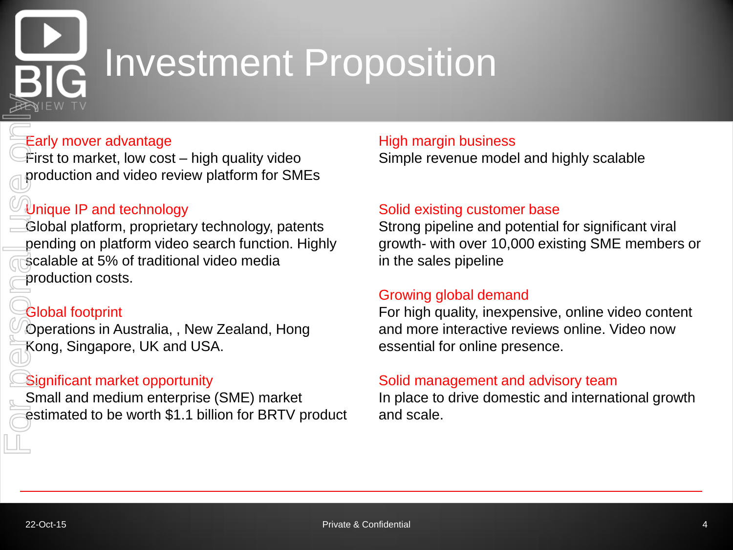# Investment Proposition

### Early mover advantage

First to market, low cost – high quality video production and video review platform for SMEs

### Unique IP and technology

Global platform, proprietary technology, patents pending on platform video search function. Highly scalable at 5% of traditional video media production costs.

### Global footprint

Operations in Australia, , New Zealand, Hong Kong, Singapore, UK and USA.

### Significant market opportunity

Small and medium enterprise (SME) market estimated to be worth $1.1 billion for BRTV product

### High margin business

Simple revenue model and highly scalable

### Solid existing customer base

Strong pipeline and potential for significant viral growth- with over 10,000 existing SME members or in the sales pipeline

### Growing global demand

For high quality, inexpensive, online video content and more interactive reviews online. Video now essential for online presence.

### Solid management and advisory team

In place to drive domestic and international growth and scale.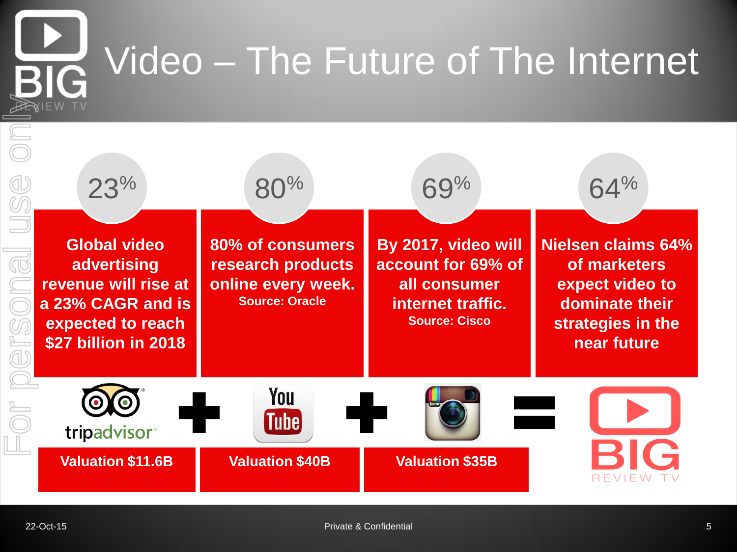# Video – The Future of The Internet

**23%**

**Global video advertising revenue will rise at a 23% CAGR and is expected to reach $27 billion in 2018**

**80%**

**80% of consumers research products online every week.**
**Source: Oracle**

**69%**

**By 2017, video will account for 69% of all consumer internet traffic.**
**Source: Cisco**

**64%**

**Nielsen claims 64% of marketers expect video to dominate their strategies in the near future**

tripadvisor + YouTube + Instagram = BIG REVIEW TV

| tripadvisor | YouTube | Instagram |
|---|---|---|
| **Valuation $11.6B** | **Valuation $40B** | **Valuation $35B** |

For personal use only

Private & Confidential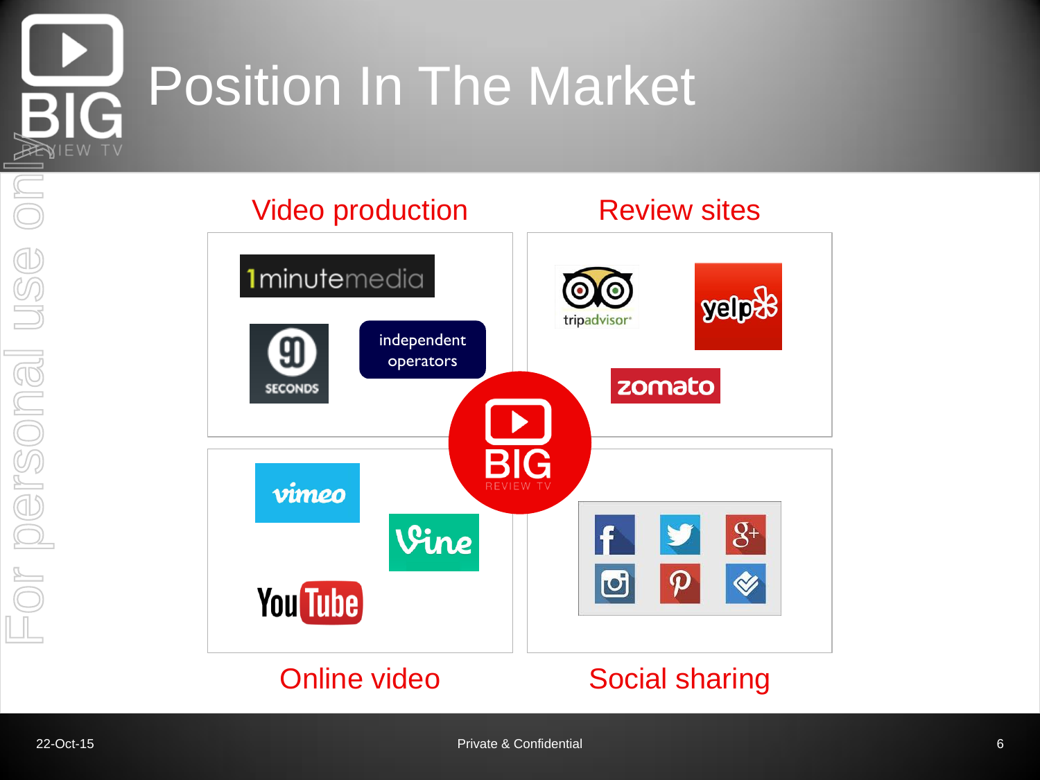# Position In The Market

## Video production

1minutemedia

90 SECONDS

independent operators

## Review sites

tripadvisor

yelp

zomato

## Online video

vimeo

Vine

YouTube

## Social sharing

BIG REVIEW TV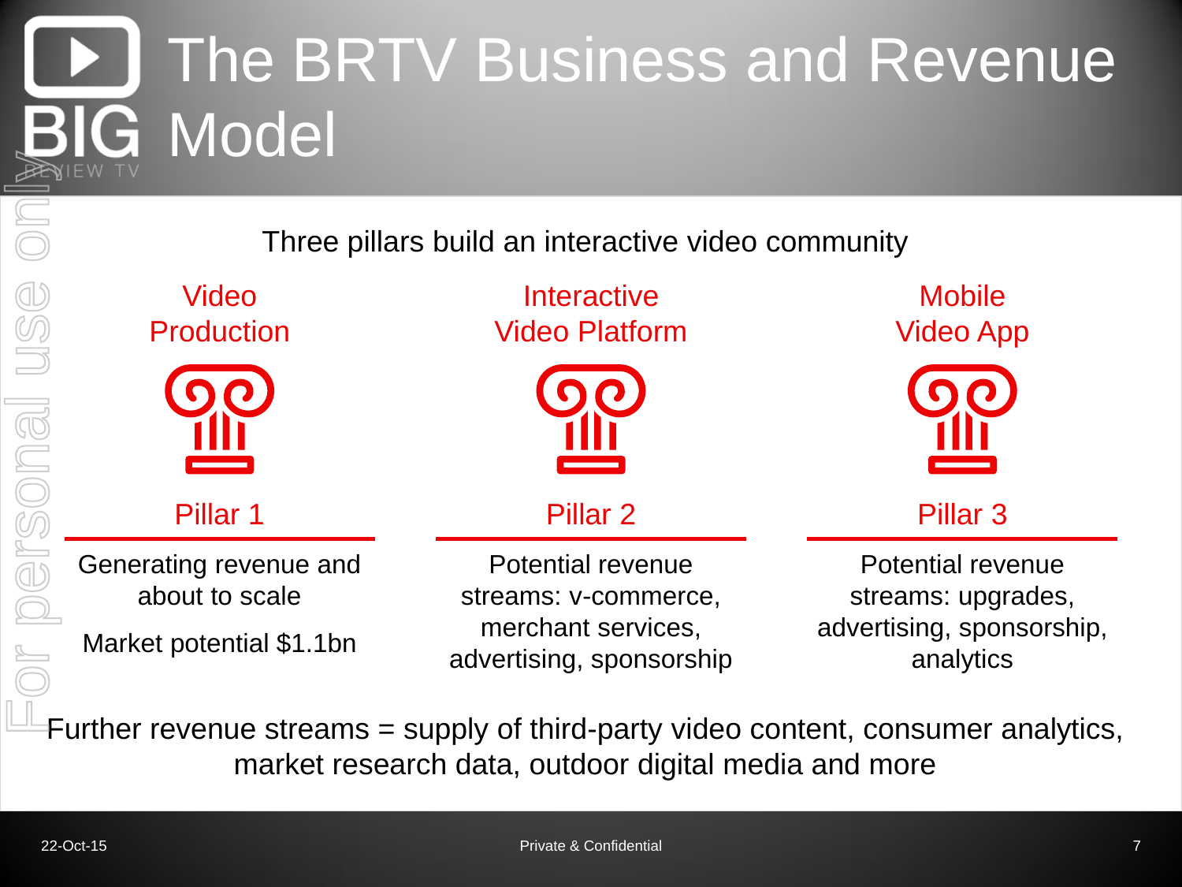# The BRTV Business and Revenue Model

Three pillars build an interactive video community

## Pillar 1: Video Production

Generating revenue and about to scale

Market potential $1.1bn

## Pillar 2: Interactive Video Platform

Potential revenue streams: v-commerce, merchant services, advertising, sponsorship

## Pillar 3: Mobile Video App

Potential revenue streams: upgrades, advertising, sponsorship, analytics

Further revenue streams = supply of third-party video content, consumer analytics, market research data, outdoor digital media and more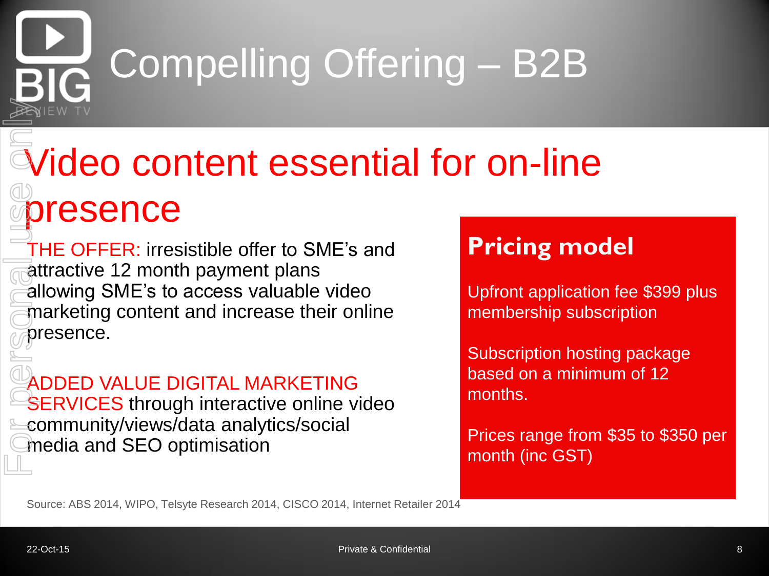# Compelling Offering – B2B

## Video content essential for on-line presence

THE OFFER: irresistible offer to SME's and attractive 12 month payment plans allowing SME's to access valuable video marketing content and increase their online presence.

ADDED VALUE DIGITAL MARKETING SERVICES through interactive online video community/views/data analytics/social media and SEO optimisation

### Pricing model

Upfront application fee $399 plus membership subscription

Subscription hosting package based on a minimum of 12 months.

Prices range from $35 to $350 per month (inc GST)

Source: ABS 2014, WIPO, Telsyte Research 2014, CISCO 2014, Internet Retailer 2014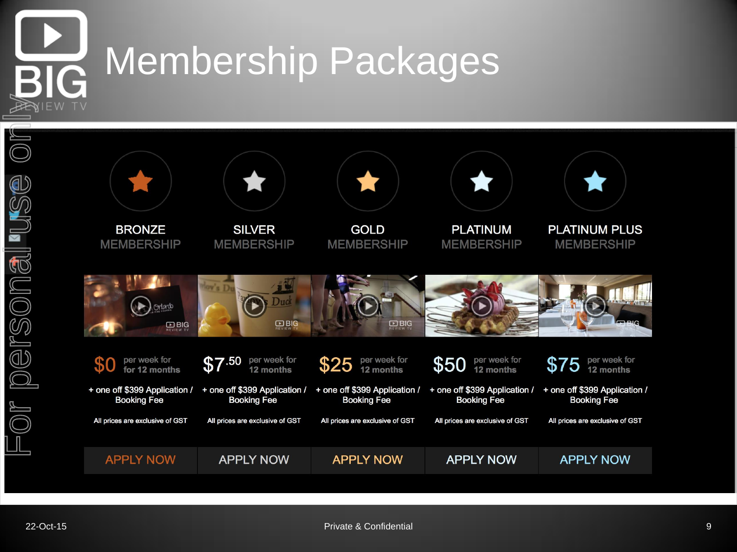# Membership Packages

| BRONZE MEMBERSHIP | SILVER MEMBERSHIP | GOLD MEMBERSHIP | PLATINUM MEMBERSHIP | PLATINUM PLUS MEMBERSHIP |
|---|---|---|---|---|
| $0 per week for for 12 months | $7.50 per week for 12 months | $25 per week for 12 months | $50 per week for 12 months | $75 per week for 12 months |
| + one off $399 Application / Booking Fee | + one off $399 Application / Booking Fee | + one off $399 Application / Booking Fee | + one off $399 Application / Booking Fee | + one off $399 Application / Booking Fee |
| All prices are exclusive of GST | All prices are exclusive of GST | All prices are exclusive of GST | All prices are exclusive of GST | All prices are exclusive of GST |
| APPLY NOW | APPLY NOW | APPLY NOW | APPLY NOW | APPLY NOW |

For personal use only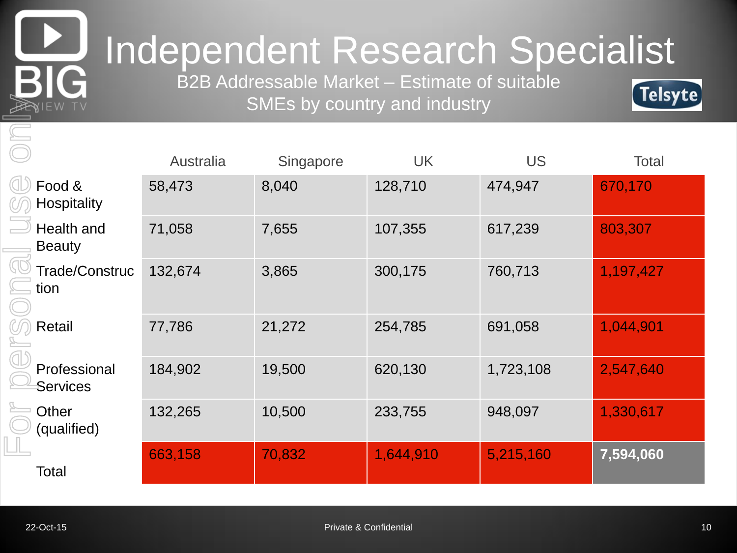# Independent Research Specialist

B2B Addressable Market – Estimate of suitable SMEs by country and industry

| | Australia | Singapore | UK | US | Total |
|---|---|---|---|---|---|
| Food & Hospitality | 58,473 | 8,040 | 128,710 | 474,947 | 670,170 |
| Health and Beauty | 71,058 | 7,655 | 107,355 | 617,239 | 803,307 |
| Trade/Construction | 132,674 | 3,865 | 300,175 | 760,713 | 1,197,427 |
| Retail | 77,786 | 21,272 | 254,785 | 691,058 | 1,044,901 |
| Professional Services | 184,902 | 19,500 | 620,130 | 1,723,108 | 2,547,640 |
| Other (qualified) | 132,265 | 10,500 | 233,755 | 948,097 | 1,330,617 |
| Total | 663,158 | 70,832 | 1,644,910 | 5,215,160 | **7,594,060** |

For personal use only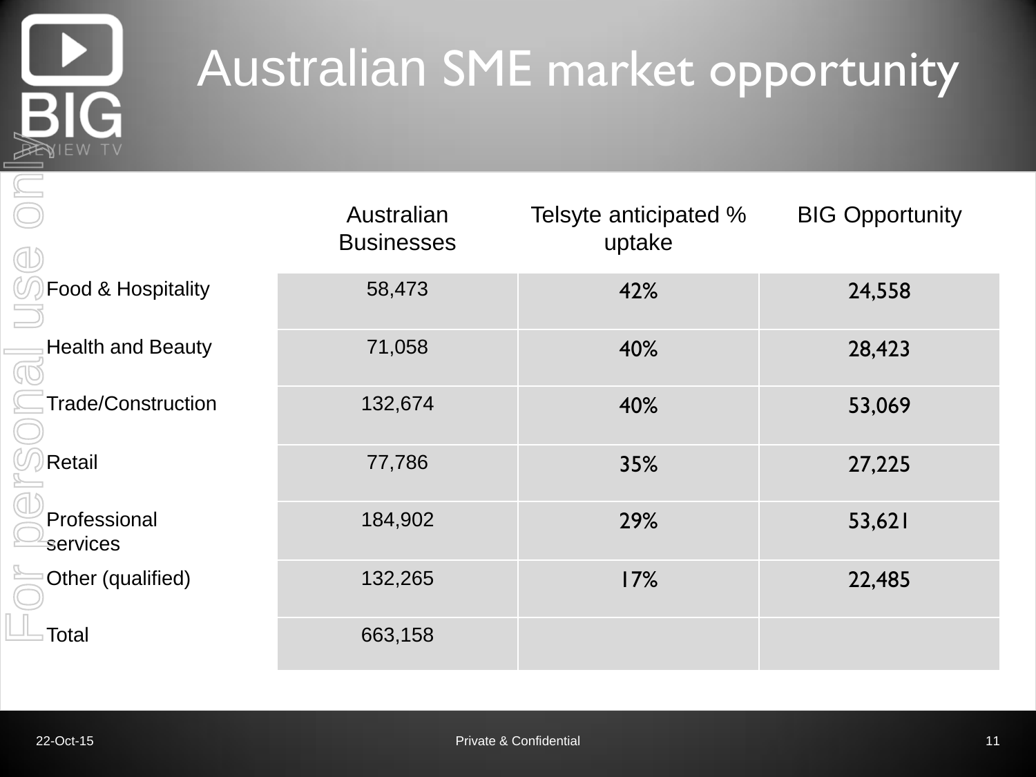# Australian SME market opportunity

| | Australian Businesses | Telsyte anticipated % uptake | BIG Opportunity |
| --- | --- | --- | --- |
| Food & Hospitality | 58,473 | 42% | 24,558 |
| Health and Beauty | 71,058 | 40% | 28,423 |
| Trade/Construction | 132,674 | 40% | 53,069 |
| Retail | 77,786 | 35% | 27,225 |
| Professional services | 184,902 | 29% | 53,621 |
| Other (qualified) | 132,265 | 17% | 22,485 |
| Total | 663,158 | | |

22-Oct-15 Private & Confidential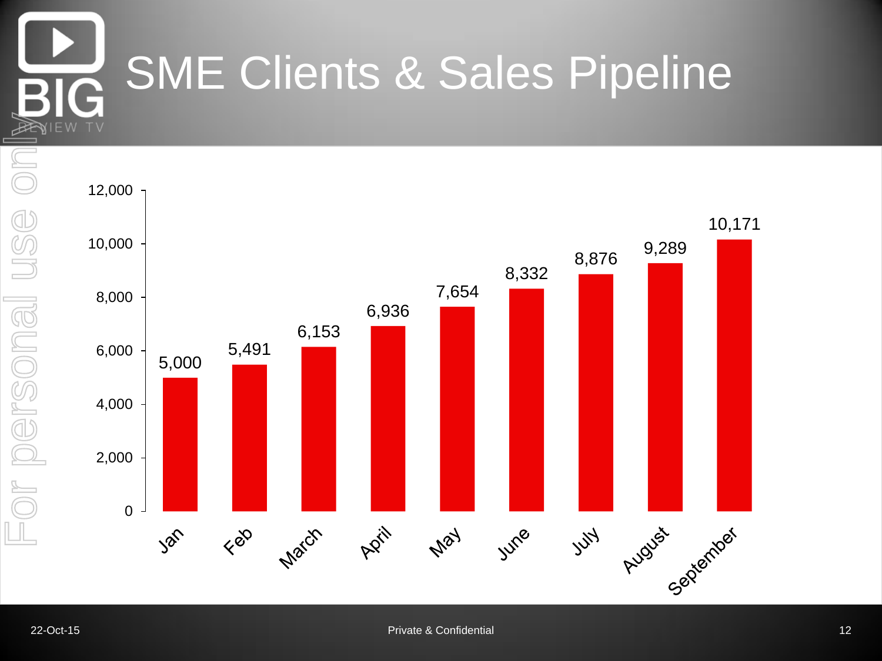# SME Clients & Sales Pipeline

| Month | Value |
|---|---|
| Jan | 5,000 |
| Feb | 5,491 |
| March | 6,153 |
| April | 6,936 |
| May | 7,654 |
| June | 8,332 |
| July | 8,876 |
| August | 9,289 |
| September | 10,171 |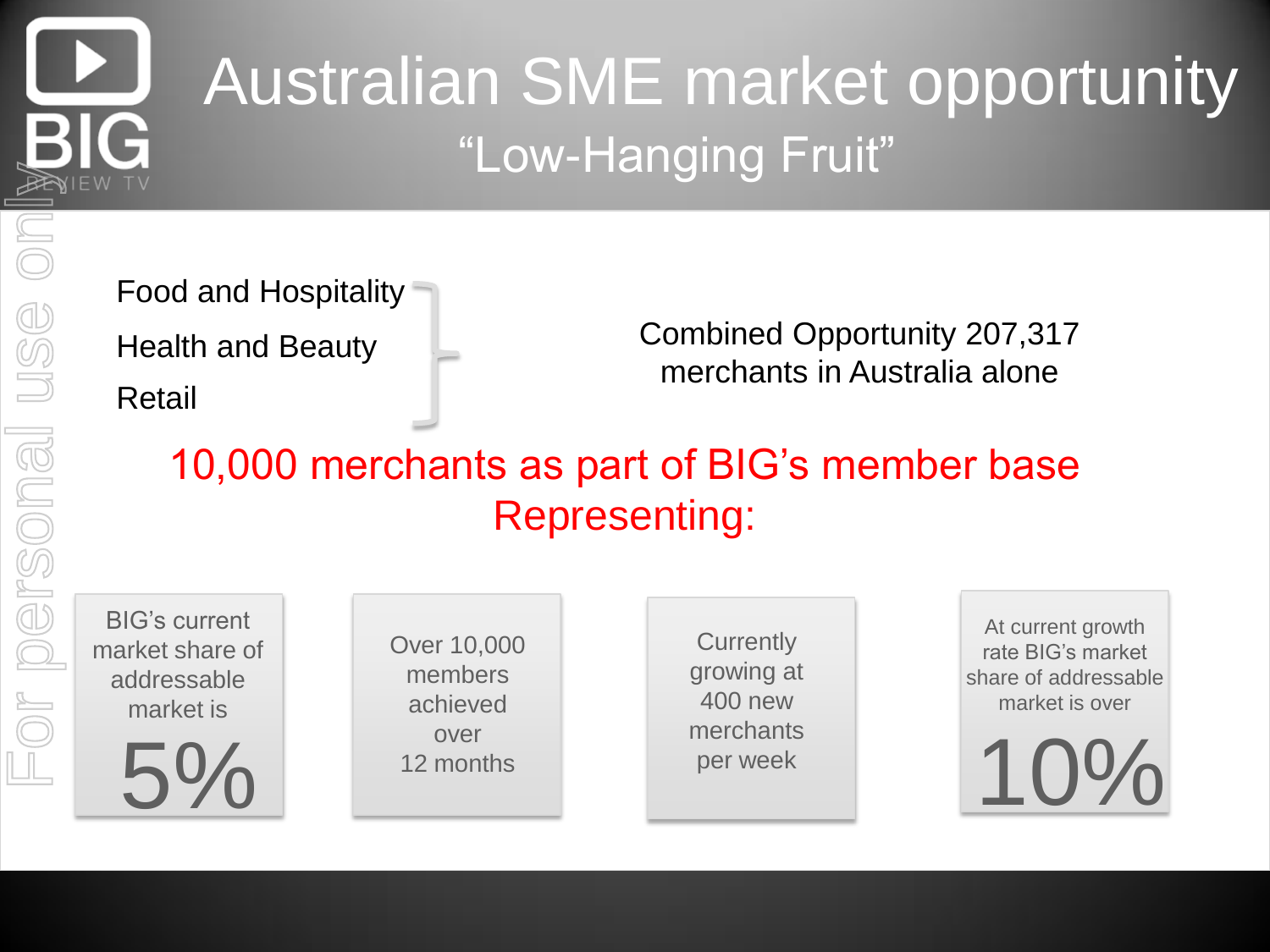# Australian SME market opportunity

## "Low-Hanging Fruit"

- Food and Hospitality
- Health and Beauty
- Retail

Combined Opportunity 207,317 merchants in Australia alone

**10,000 merchants as part of BIG's member base Representing:**

BIG's current market share of addressable market is **5%**

Over 10,000 members achieved over 12 months

Currently growing at 400 new merchants per week

At current growth rate BIG's market share of addressable market is over **10%**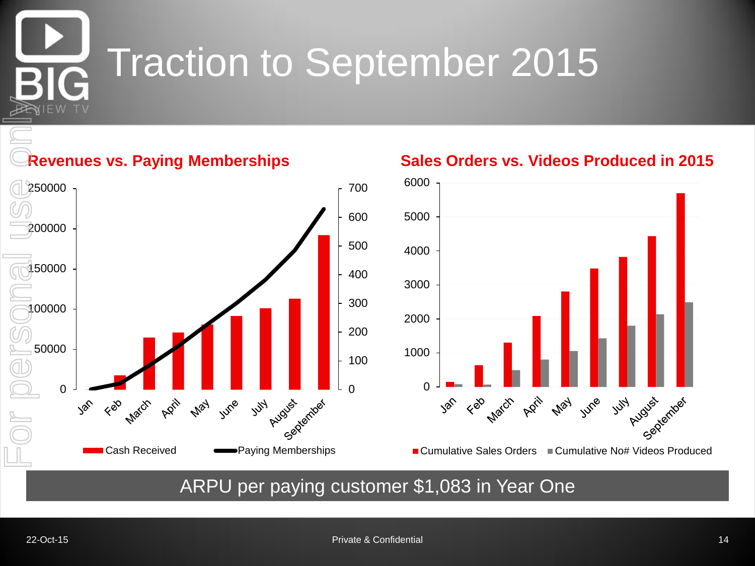# Traction to September 2015

## Revenues vs. Paying Memberships

Cash Received | Paying Memberships

Jan, Feb, March, April, May, June, July, August, September

## Sales Orders vs. Videos Produced in 2015

Cumulative Sales Orders | Cumulative No# Videos Produced

Jan, Feb, March, April, May, June, July, August, September

**ARPU per paying customer $1,083 in Year One**

Private & Confidential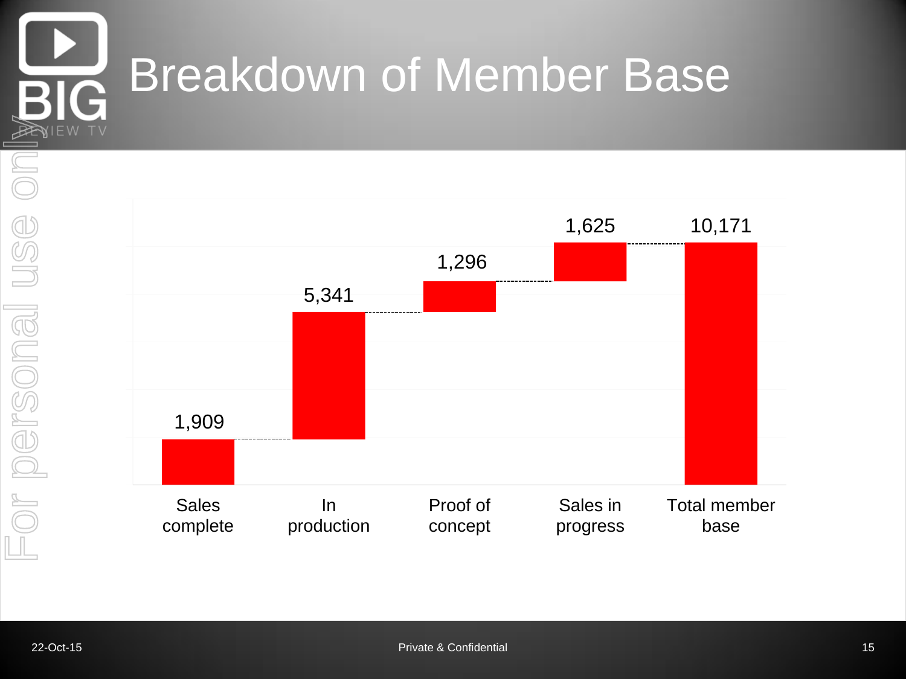# Breakdown of Member Base

| Category | Members |
|---|---|
| Sales complete | 1,909 |
| In production | 5,341 |
| Proof of concept | 1,296 |
| Sales in progress | 1,625 |
| Total member base | 10,171 |

Private & Confidential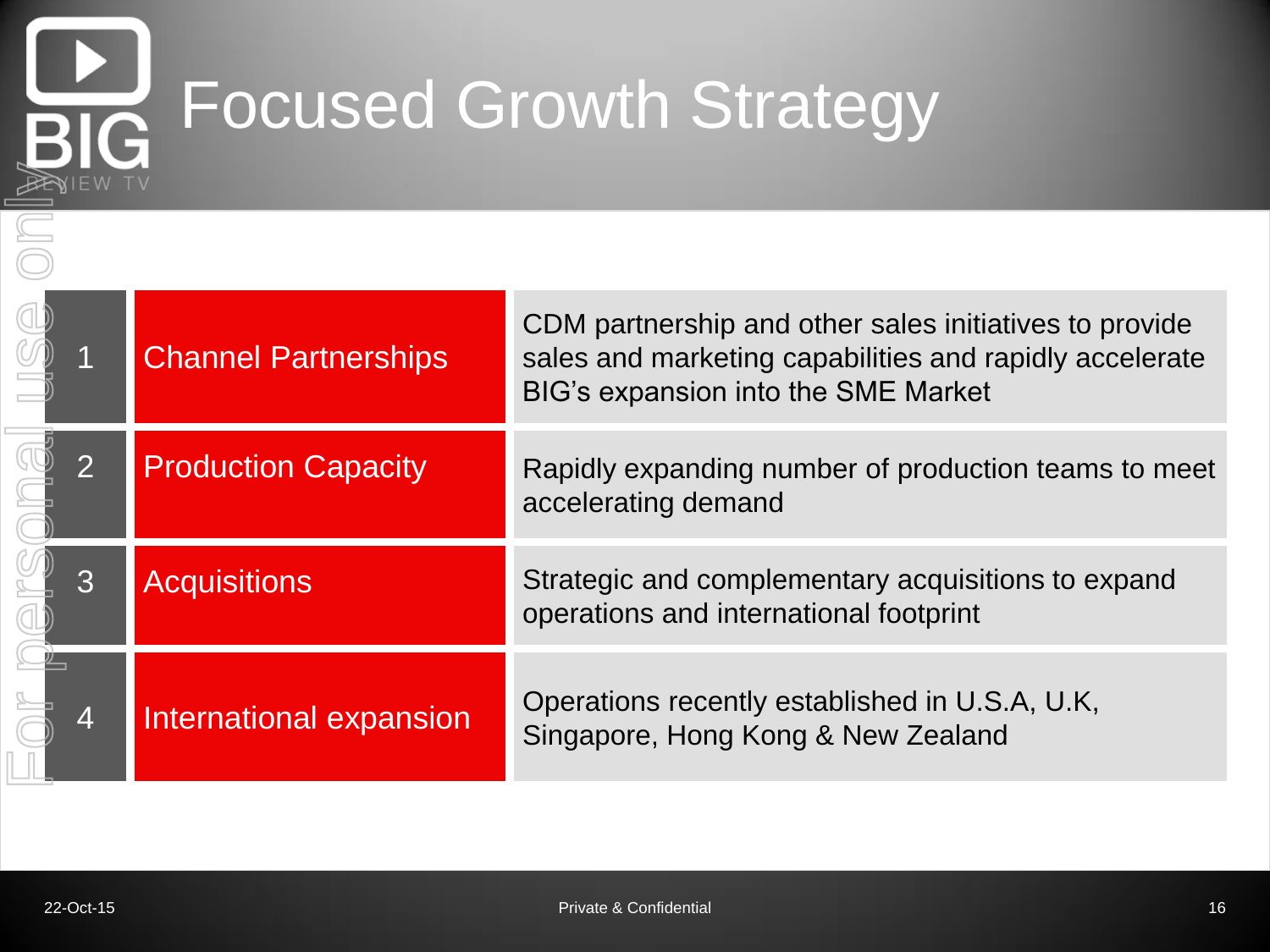# Focused Growth Strategy

| # | Strategy | Description |
|---|---|---|
| 1 | Channel Partnerships | CDM partnership and other sales initiatives to provide sales and marketing capabilities and rapidly accelerate BIG's expansion into the SME Market |
| 2 | Production Capacity | Rapidly expanding number of production teams to meet accelerating demand |
| 3 | Acquisitions | Strategic and complementary acquisitions to expand operations and international footprint |
| 4 | International expansion | Operations recently established in U.S.A, U.K, Singapore, Hong Kong & New Zealand |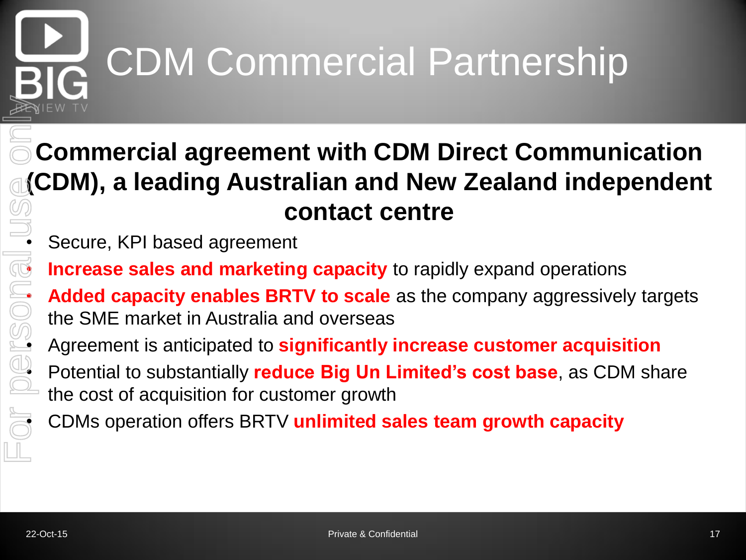# CDM Commercial Partnership

**Commercial agreement with CDM Direct Communication (CDM), a leading Australian and New Zealand independent contact centre**

- Secure, KPI based agreement
- **Increase sales and marketing capacity** to rapidly expand operations
- **Added capacity enables BRTV to scale** as the company aggressively targets the SME market in Australia and overseas
- Agreement is anticipated to **significantly increase customer acquisition**
- Potential to substantially **reduce Big Un Limited's cost base**, as CDM share the cost of acquisition for customer growth
- CDMs operation offers BRTV **unlimited sales team growth capacity**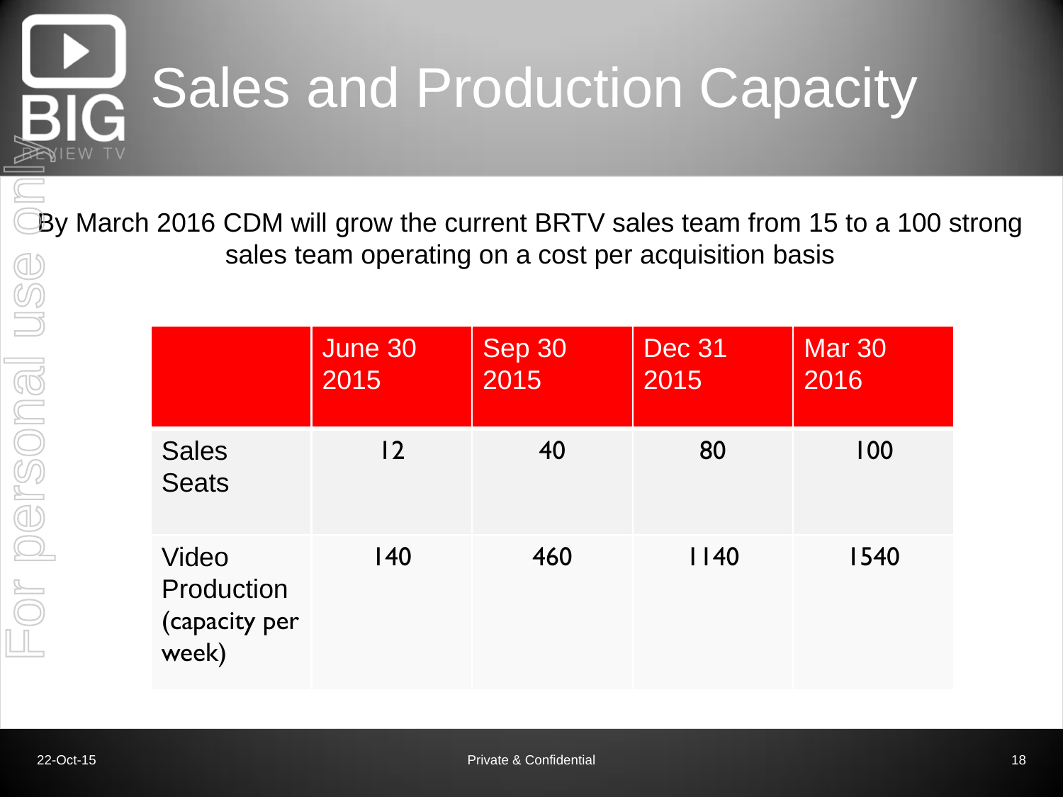# Sales and Production Capacity

By March 2016 CDM will grow the current BRTV sales team from 15 to a 100 strong sales team operating on a cost per acquisition basis

| | June 30 2015 | Sep 30 2015 | Dec 31 2015 | Mar 30 2016 |
|---|---|---|---|---|
| Sales Seats | 12 | 40 | 80 | 100 |
| Video Production (capacity per week) | 140 | 460 | 1140 | 1540 |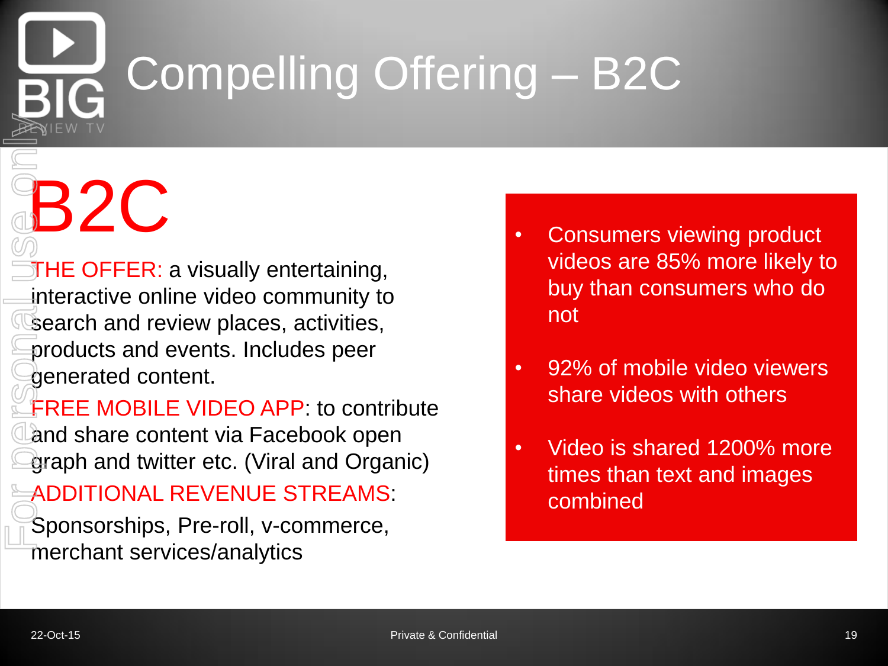# Compelling Offering – B2C

## B2C

THE OFFER: a visually entertaining, interactive online video community to search and review places, activities, products and events. Includes peer generated content.

FREE MOBILE VIDEO APP: to contribute and share content via Facebook open graph and twitter etc. (Viral and Organic)

ADDITIONAL REVENUE STREAMS:

Sponsorships, Pre-roll, v-commerce, merchant services/analytics

- Consumers viewing product videos are 85% more likely to buy than consumers who do not
- 92% of mobile video viewers share videos with others
- Video is shared 1200% more times than text and images combined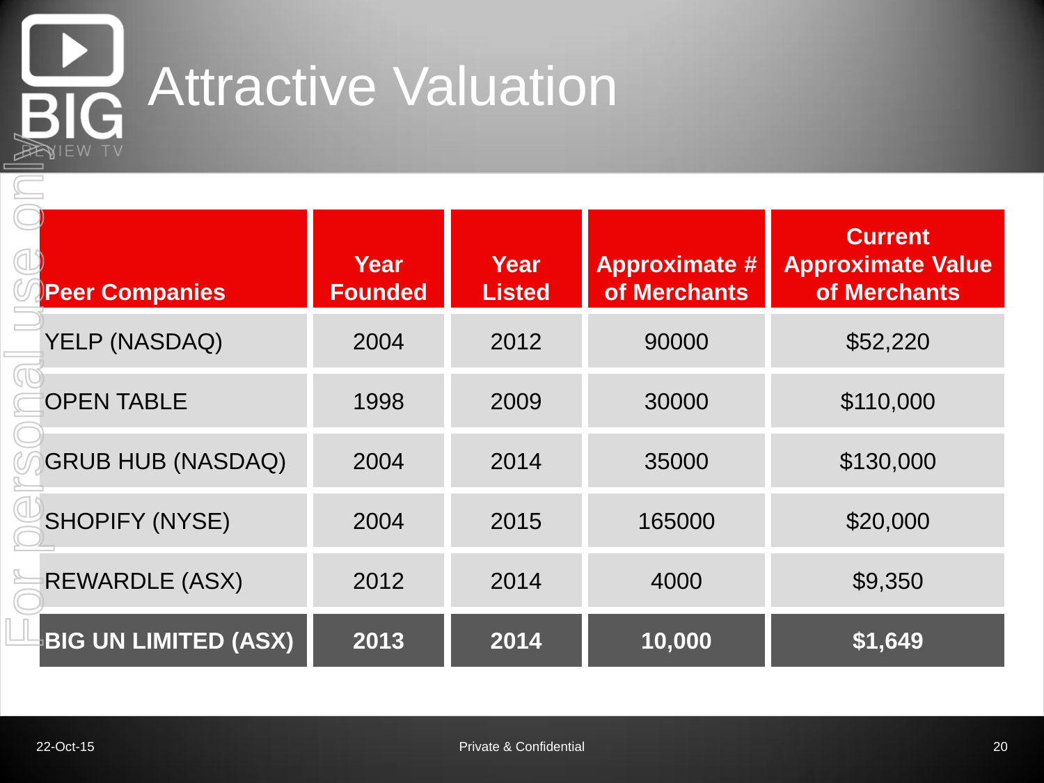# Attractive Valuation

| Peer Companies | Year Founded | Year Listed | Approximate # of Merchants | Current Approximate Value of Merchants |
|---|---|---|---|---|
| YELP (NASDAQ) | 2004 | 2012 | 90000 | $52,220 |
| OPEN TABLE | 1998 | 2009 | 30000 | $110,000 |
| GRUB HUB (NASDAQ) | 2004 | 2014 | 35000 | $130,000 |
| SHOPIFY (NYSE) | 2004 | 2015 | 165000 | $20,000 |
| REWARDLE (ASX) | 2012 | 2014 | 4000 | $9,350 |
| **BIG UN LIMITED (ASX)** | **2013** | **2014** | **10,000** | **$1,649** |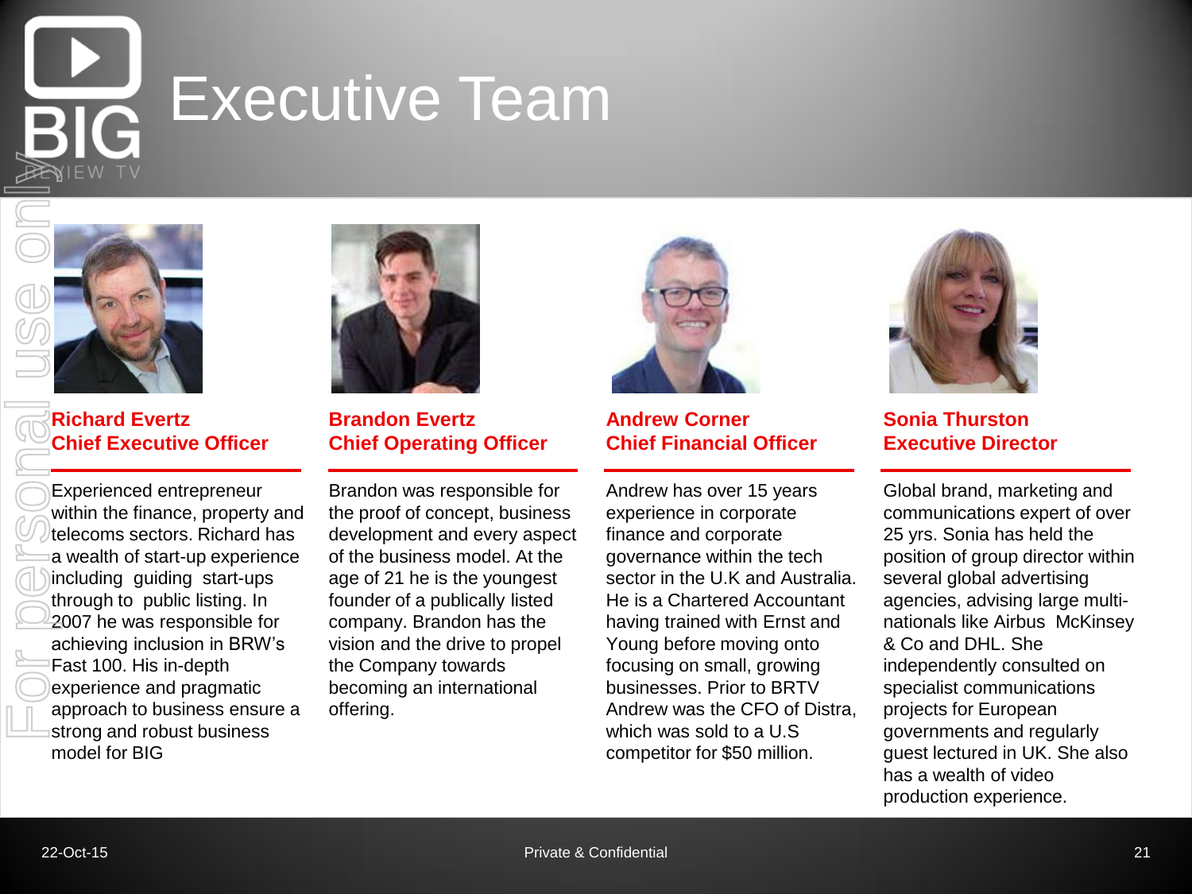# Executive Team

### Richard Evertz
### Chief Executive Officer

Experienced entrepreneur within the finance, property and telecoms sectors. Richard has a wealth of start-up experience including guiding start-ups through to public listing. In 2007 he was responsible for achieving inclusion in BRW's Fast 100. His in-depth experience and pragmatic approach to business ensure a strong and robust business model for BIG

### Brandon Evertz
### Chief Operating Officer

Brandon was responsible for the proof of concept, business development and every aspect of the business model. At the age of 21 he is the youngest founder of a publically listed company. Brandon has the vision and the drive to propel the Company towards becoming an international offering.

### Andrew Corner
### Chief Financial Officer

Andrew has over 15 years experience in corporate finance and corporate governance within the tech sector in the U.K and Australia. He is a Chartered Accountant having trained with Ernst and Young before moving onto focusing on small, growing businesses. Prior to BRTV Andrew was the CFO of Distra, which was sold to a U.S competitor for $50 million.

### Sonia Thurston
### Executive Director

Global brand, marketing and communications expert of over 25 yrs. Sonia has held the position of group director within several global advertising agencies, advising large multi-nationals like Airbus McKinsey & Co and DHL. She independently consulted on specialist communications projects for European governments and regularly guest lectured in UK. She also has a wealth of video production experience.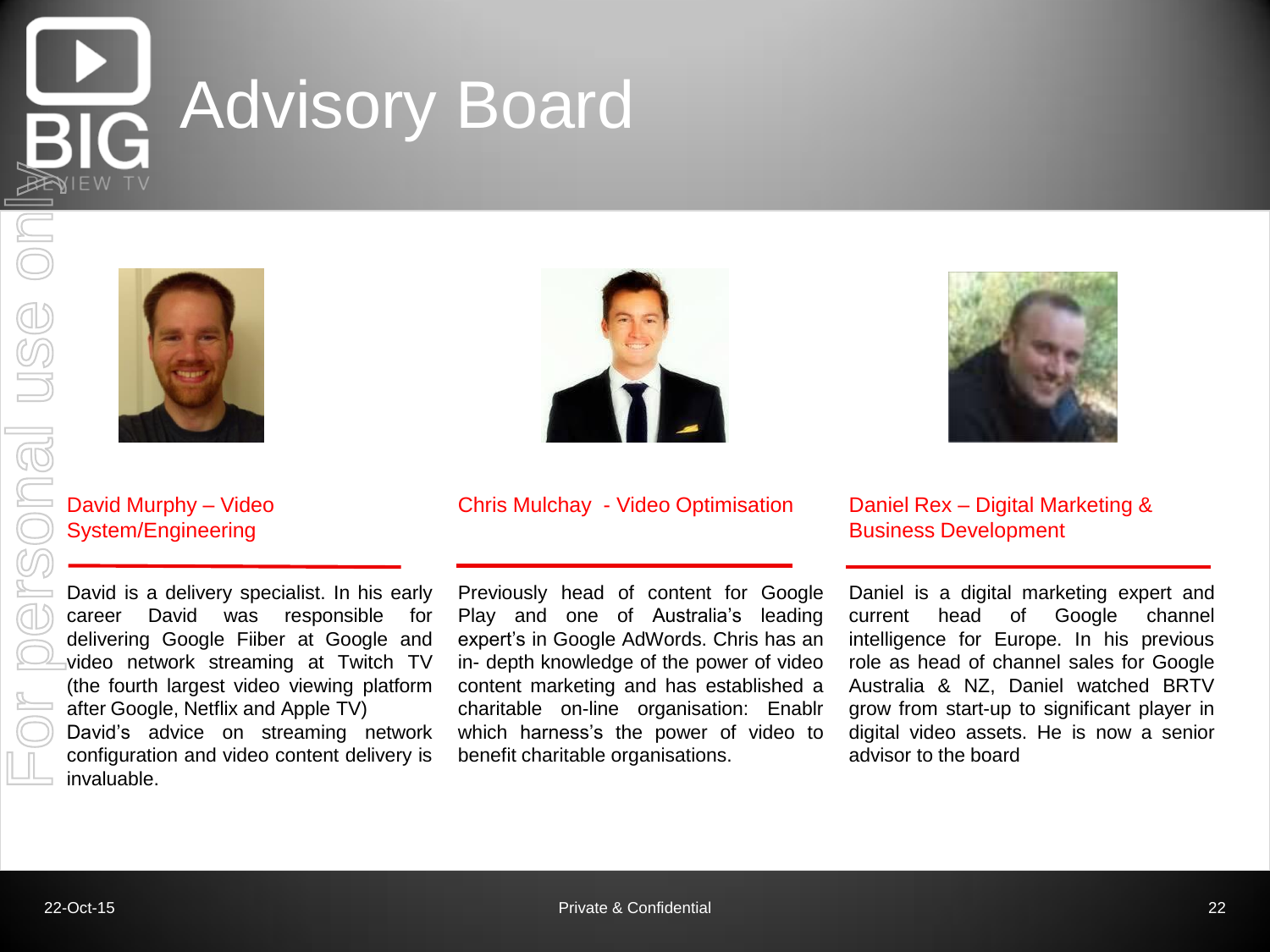# Advisory Board

### David Murphy – Video System/Engineering

David is a delivery specialist. In his early career David was responsible for delivering Google Fiiber at Google and video network streaming at Twitch TV (the fourth largest video viewing platform after Google, Netflix and Apple TV)
David's advice on streaming network configuration and video content delivery is invaluable.

### Chris Mulchay - Video Optimisation

Previously head of content for Google Play and one of Australia's leading expert's in Google AdWords. Chris has an in- depth knowledge of the power of video content marketing and has established a charitable on-line organisation: Enablr which harness's the power of video to benefit charitable organisations.

### Daniel Rex – Digital Marketing & Business Development

Daniel is a digital marketing expert and current head of Google channel intelligence for Europe. In his previous role as head of channel sales for Google Australia & NZ, Daniel watched BRTV grow from start-up to significant player in digital video assets. He is now a senior advisor to the board

22-Oct-15

Private & Confidential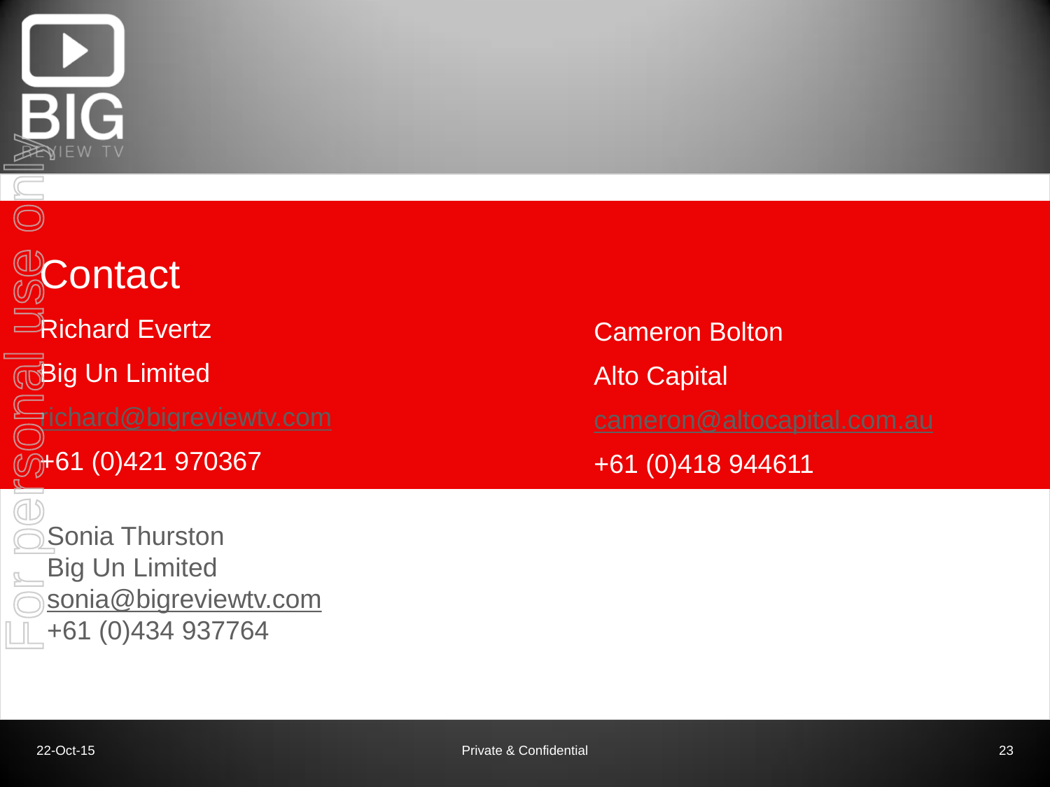# Contact

Richard Evertz
Big Un Limited
richard@bigreviewtv.com
+61 (0)421 970367

Cameron Bolton
Alto Capital
cameron@altocapital.com.au
+61 (0)418 944611

Sonia Thurston
Big Un Limited
sonia@bigreviewtv.com
+61 (0)434 937764